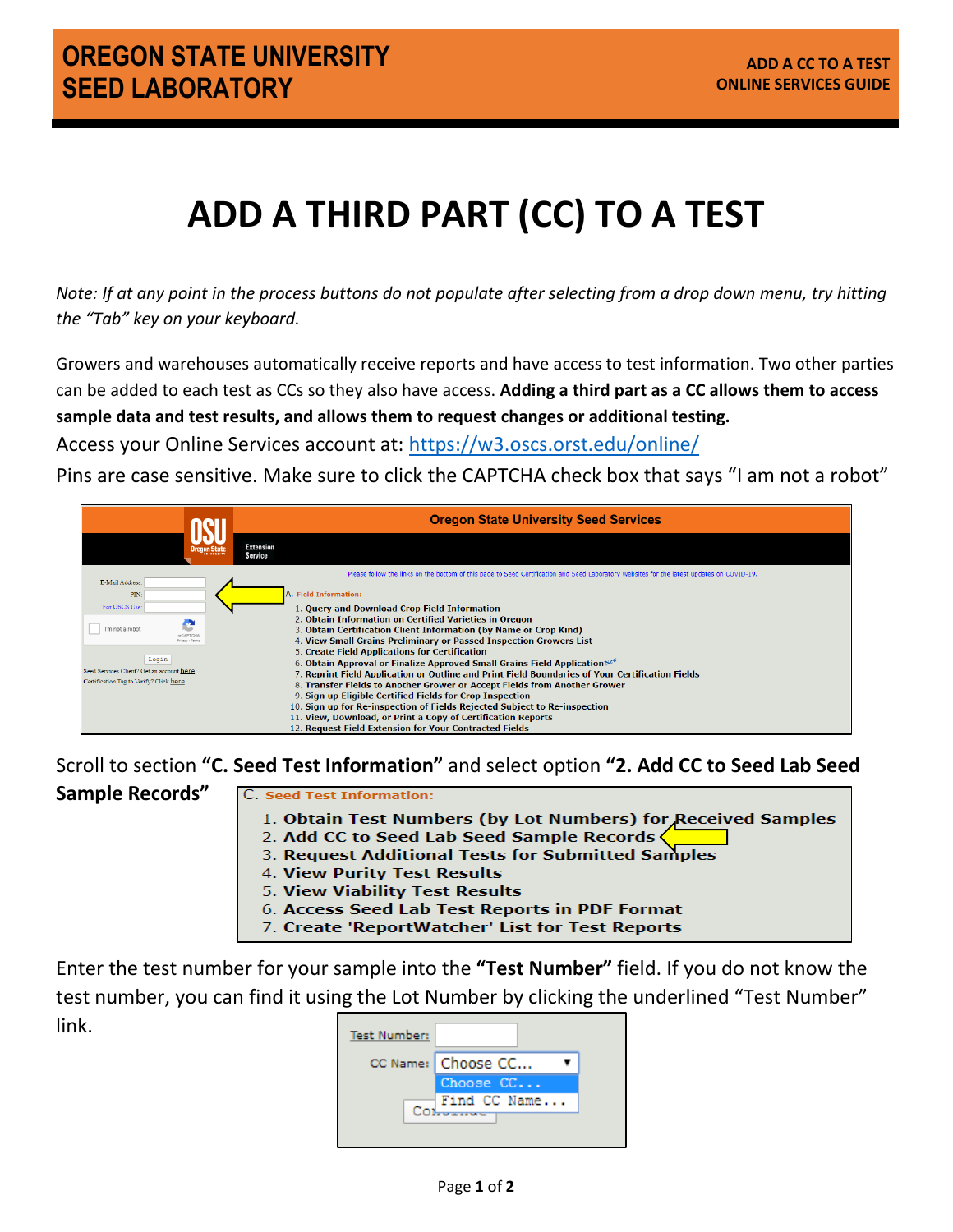# ADD A THIRD PART (CC) TO A TEST

*Note: If at any point in the process buttons do not populate after selecting from a drop down menu, try hitting the "Tab" key on your keyboard.*

Growers and warehouses automatically receive reports and have access to test information. Two other parties can be added to each test as CCs so they also have access. **Adding a third part as a CC allows them to access sample data and test results, and allows them to request changes or additional testing.**

Access your Online Services account at: https://w3.oscs.orst.edu/online/

Pins are case sensitive. Make sure to click the CAPTCHA check box that says "I am not a robot"

Scroll to section **"C. Seed Test Information"** and select option **"2. Add CC to Seed Lab Seed Sample Records"**

Enter the test number for your sample into the **"Test Number"** field. If you do not know the test number, you can find it using the Lot Number by clicking the underlined "Test Number" link.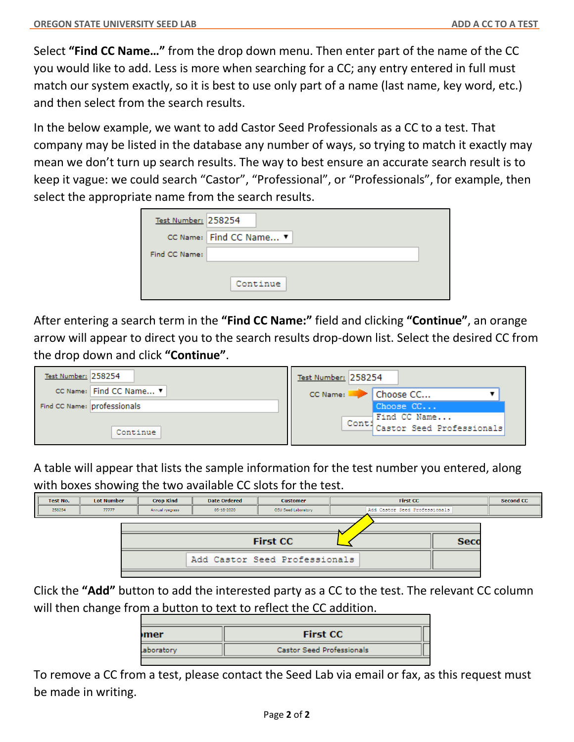Select **"Find CC Name…"** from the drop down menu. Then enter part of the name of the CC you would like to add. Less is more when searching for a CC; any entry entered in full must match our system exactly, so it is best to use only part of a name (last name, key word, etc.) and then select from the search results.

In the below example, we want to add Castor Seed Professionals as a CC to a test. That company may be listed in the database any number of ways, so trying to match it exactly may mean we don't turn up search results. The way to best ensure an accurate search result is to keep it vague: we could search "Castor", "Professional", or "Professionals", for example, then select the appropriate name from the search results.

Test Number: 258254
CC Name: Find CC Name…
Find CC Name:
Continue

After entering a search term in the **"Find CC Name:"** field and clicking **"Continue"**, an orange arrow will appear to direct you to the search results drop-down list. Select the desired CC from the drop down and click **"Continue"**.

Test Number: 258254
CC Name: Find CC Name…
Find CC Name: professionals
Continue

Test Number: 258254
CC Name: Choose CC…
Choose CC…
Find CC Name…
Castor Seed Professionals

A table will appear that lists the sample information for the test number you entered, along with boxes showing the two available CC slots for the test.

| Test No. | Lot Number | Crop Kind | Date Ordered | Customer | First CC | Second CC |
|---|---|---|---|---|---|---|
| 258254 | 77777 | Annual ryegrass | 05-18-2020 | OSU Seed Laboratory | Add Castor Seed Professionals | |

Click the **"Add"** button to add the interested party as a CC to the test. The relevant CC column will then change from a button to text to reflect the CC addition.

| Customer | First CC |
|---|---|
| OSU Seed Laboratory | Castor Seed Professionals |

To remove a CC from a test, please contact the Seed Lab via email or fax, as this request must be made in writing.